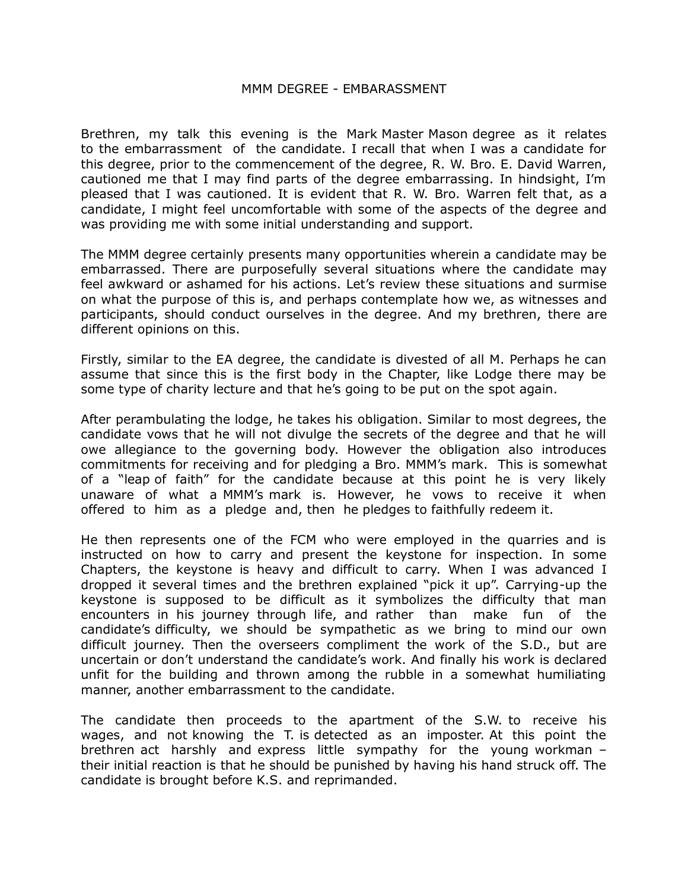# MMM DEGREE - EMBARASSMENT

Brethren, my talk this evening is the Mark Master Mason degree as it relates to the embarrassment of the candidate. I recall that when I was a candidate for this degree, prior to the commencement of the degree, R. W. Bro. E. David Warren, cautioned me that I may find parts of the degree embarrassing. In hindsight, I'm pleased that I was cautioned. It is evident that R. W. Bro. Warren felt that, as a candidate, I might feel uncomfortable with some of the aspects of the degree and was providing me with some initial understanding and support.

The MMM degree certainly presents many opportunities wherein a candidate may be embarrassed. There are purposefully several situations where the candidate may feel awkward or ashamed for his actions. Let's review these situations and surmise on what the purpose of this is, and perhaps contemplate how we, as witnesses and participants, should conduct ourselves in the degree. And my brethren, there are different opinions on this.

Firstly, similar to the EA degree, the candidate is divested of all M. Perhaps he can assume that since this is the first body in the Chapter, like Lodge there may be some type of charity lecture and that he's going to be put on the spot again.

After perambulating the lodge, he takes his obligation. Similar to most degrees, the candidate vows that he will not divulge the secrets of the degree and that he will owe allegiance to the governing body. However the obligation also introduces commitments for receiving and for pledging a Bro. MMM's mark. This is somewhat of a "leap of faith" for the candidate because at this point he is very likely unaware of what a MMM's mark is. However, he vows to receive it when offered to him as a pledge and, then he pledges to faithfully redeem it.

He then represents one of the FCM who were employed in the quarries and is instructed on how to carry and present the keystone for inspection. In some Chapters, the keystone is heavy and difficult to carry. When I was advanced I dropped it several times and the brethren explained "pick it up". Carrying-up the keystone is supposed to be difficult as it symbolizes the difficulty that man encounters in his journey through life, and rather than make fun of the candidate's difficulty, we should be sympathetic as we bring to mind our own difficult journey. Then the overseers compliment the work of the S.D., but are uncertain or don't understand the candidate's work. And finally his work is declared unfit for the building and thrown among the rubble in a somewhat humiliating manner, another embarrassment to the candidate.

The candidate then proceeds to the apartment of the S.W. to receive his wages, and not knowing the T. is detected as an imposter. At this point the brethren act harshly and express little sympathy for the young workman – their initial reaction is that he should be punished by having his hand struck off. The candidate is brought before K.S. and reprimanded.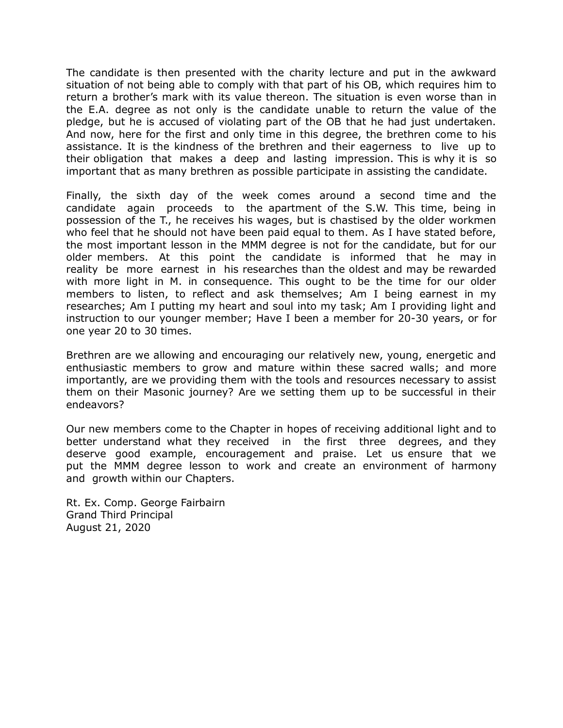The candidate is then presented with the charity lecture and put in the awkward situation of not being able to comply with that part of his OB, which requires him to return a brother's mark with its value thereon. The situation is even worse than in the E.A. degree as not only is the candidate unable to return the value of the pledge, but he is accused of violating part of the OB that he had just undertaken. And now, here for the first and only time in this degree, the brethren come to his assistance. It is the kindness of the brethren and their eagerness to live up to their obligation that makes a deep and lasting impression. This is why it is so important that as many brethren as possible participate in assisting the candidate.

Finally, the sixth day of the week comes around a second time and the candidate again proceeds to the apartment of the S.W. This time, being in possession of the T., he receives his wages, but is chastised by the older workmen who feel that he should not have been paid equal to them. As I have stated before, the most important lesson in the MMM degree is not for the candidate, but for our older members. At this point the candidate is informed that he may in reality be more earnest in his researches than the oldest and may be rewarded with more light in M. in consequence. This ought to be the time for our older members to listen, to reflect and ask themselves; Am I being earnest in my researches; Am I putting my heart and soul into my task; Am I providing light and instruction to our younger member; Have I been a member for 20-30 years, or for one year 20 to 30 times.

Brethren are we allowing and encouraging our relatively new, young, energetic and enthusiastic members to grow and mature within these sacred walls; and more importantly, are we providing them with the tools and resources necessary to assist them on their Masonic journey? Are we setting them up to be successful in their endeavors?

Our new members come to the Chapter in hopes of receiving additional light and to better understand what they received in the first three degrees, and they deserve good example, encouragement and praise. Let us ensure that we put the MMM degree lesson to work and create an environment of harmony and growth within our Chapters.

Rt. Ex. Comp. George Fairbairn
Grand Third Principal
August 21, 2020